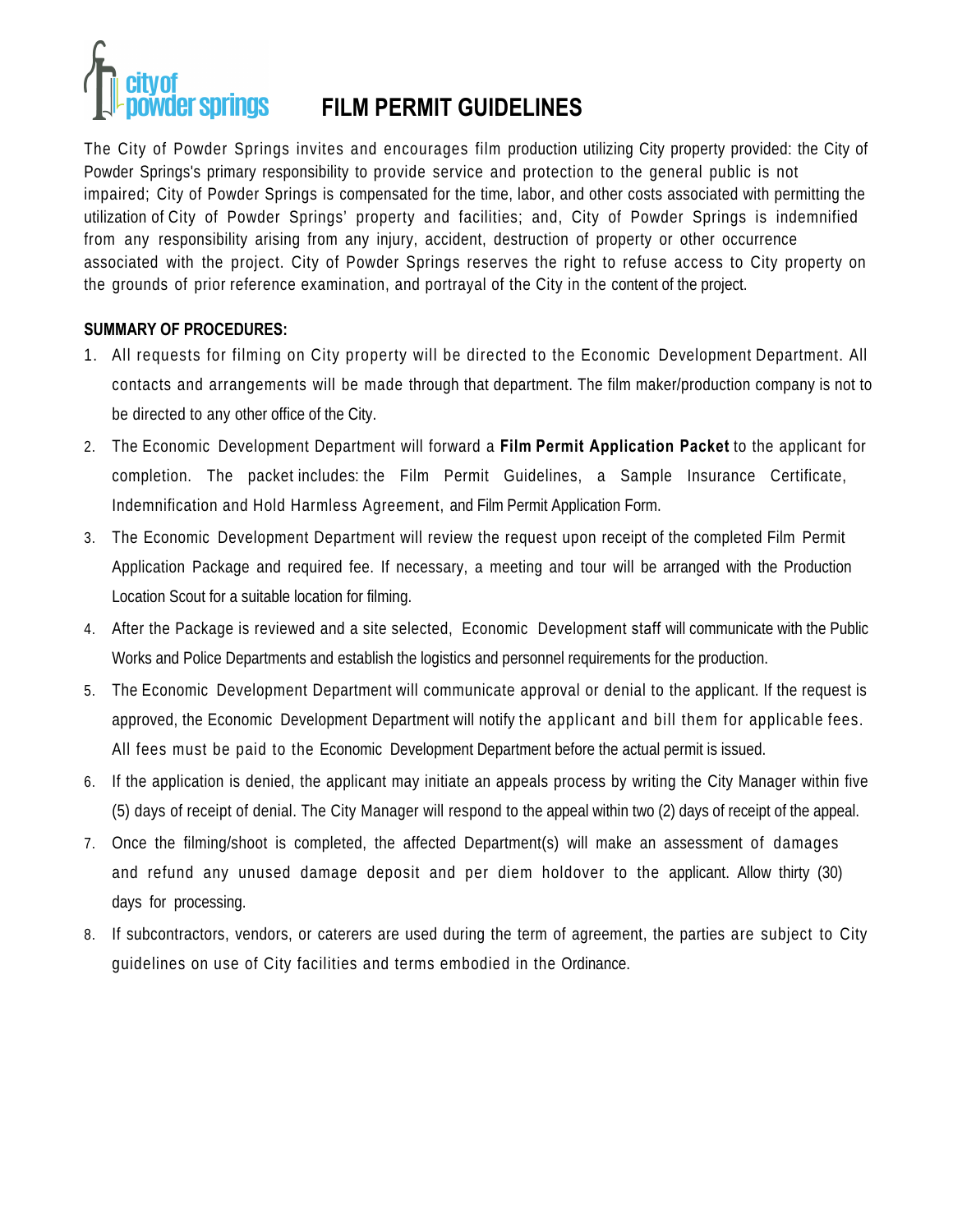city of powder springs

# FILM PERMIT GUIDELINES

The City of Powder Springs invites and encourages film production utilizing City property provided: the City of Powder Springs's primary responsibility to provide service and protection to the general public is not impaired; City of Powder Springs is compensated for the time, labor, and other costs associated with permitting the utilization of City of Powder Springs' property and facilities; and, City of Powder Springs is indemnified from any responsibility arising from any injury, accident, destruction of property or other occurrence associated with the project. City of Powder Springs reserves the right to refuse access to City property on the grounds of prior reference examination, and portrayal of the City in the content of the project.

**SUMMARY OF PROCEDURES:**

1. All requests for filming on City property will be directed to the Economic Development Department. All contacts and arrangements will be made through that department. The film maker/production company is not to be directed to any other office of the City.
2. The Economic Development Department will forward a **Film Permit Application Packet** to the applicant for completion. The packet includes: the Film Permit Guidelines, a Sample Insurance Certificate, Indemnification and Hold Harmless Agreement, and Film Permit Application Form.
3. The Economic Development Department will review the request upon receipt of the completed Film Permit Application Package and required fee. If necessary, a meeting and tour will be arranged with the Production Location Scout for a suitable location for filming.
4. After the Package is reviewed and a site selected, Economic Development staff will communicate with the Public Works and Police Departments and establish the logistics and personnel requirements for the production.
5. The Economic Development Department will communicate approval or denial to the applicant. If the request is approved, the Economic Development Department will notify the applicant and bill them for applicable fees. All fees must be paid to the Economic Development Department before the actual permit is issued.
6. If the application is denied, the applicant may initiate an appeals process by writing the City Manager within five (5) days of receipt of denial. The City Manager will respond to the appeal within two (2) days of receipt of the appeal.
7. Once the filming/shoot is completed, the affected Department(s) will make an assessment of damages and refund any unused damage deposit and per diem holdover to the applicant. Allow thirty (30) days for processing.
8. If subcontractors, vendors, or caterers are used during the term of agreement, the parties are subject to City guidelines on use of City facilities and terms embodied in the Ordinance.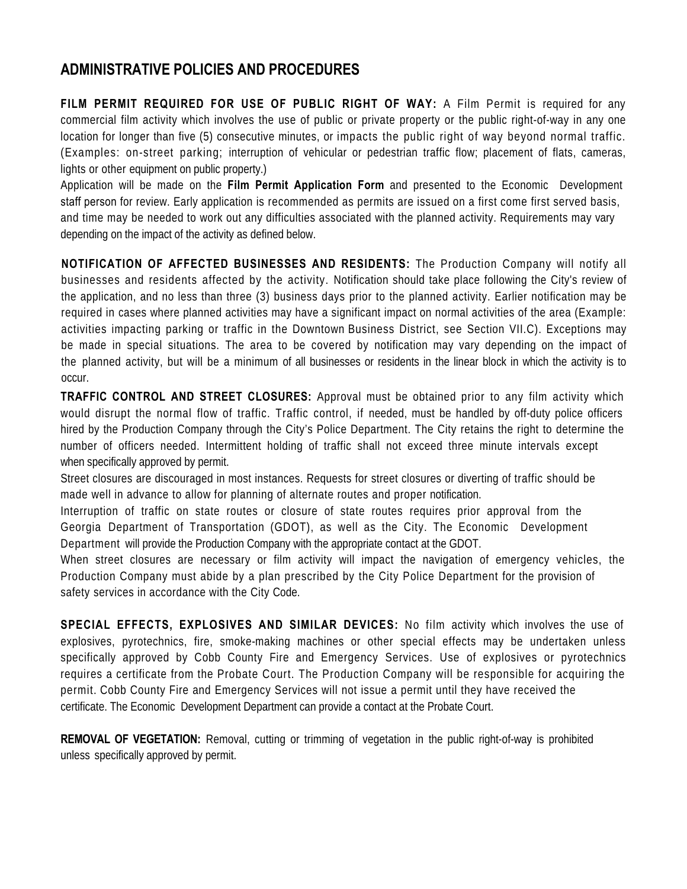## ADMINISTRATIVE POLICIES AND PROCEDURES

**FILM PERMIT REQUIRED FOR USE OF PUBLIC RIGHT OF WAY:** A Film Permit is required for any commercial film activity which involves the use of public or private property or the public right-of-way in any one location for longer than five (5) consecutive minutes, or impacts the public right of way beyond normal traffic. (Examples: on-street parking; interruption of vehicular or pedestrian traffic flow; placement of flats, cameras, lights or other equipment on public property.)

Application will be made on the **Film Permit Application Form** and presented to the Economic Development staff person for review. Early application is recommended as permits are issued on a first come first served basis, and time may be needed to work out any difficulties associated with the planned activity. Requirements may vary depending on the impact of the activity as defined below.

**NOTIFICATION OF AFFECTED BUSINESSES AND RESIDENTS:** The Production Company will notify all businesses and residents affected by the activity. Notification should take place following the City's review of the application, and no less than three (3) business days prior to the planned activity. Earlier notification may be required in cases where planned activities may have a significant impact on normal activities of the area (Example: activities impacting parking or traffic in the Downtown Business District, see Section VII.C). Exceptions may be made in special situations. The area to be covered by notification may vary depending on the impact of the planned activity, but will be a minimum of all businesses or residents in the linear block in which the activity is to occur.

**TRAFFIC CONTROL AND STREET CLOSURES:** Approval must be obtained prior to any film activity which would disrupt the normal flow of traffic. Traffic control, if needed, must be handled by off-duty police officers hired by the Production Company through the City's Police Department. The City retains the right to determine the number of officers needed. Intermittent holding of traffic shall not exceed three minute intervals except when specifically approved by permit.

Street closures are discouraged in most instances. Requests for street closures or diverting of traffic should be made well in advance to allow for planning of alternate routes and proper notification.

Interruption of traffic on state routes or closure of state routes requires prior approval from the Georgia Department of Transportation (GDOT), as well as the City. The Economic Development Department will provide the Production Company with the appropriate contact at the GDOT.

When street closures are necessary or film activity will impact the navigation of emergency vehicles, the Production Company must abide by a plan prescribed by the City Police Department for the provision of safety services in accordance with the City Code.

**SPECIAL EFFECTS, EXPLOSIVES AND SIMILAR DEVICES:** No film activity which involves the use of explosives, pyrotechnics, fire, smoke-making machines or other special effects may be undertaken unless specifically approved by Cobb County Fire and Emergency Services. Use of explosives or pyrotechnics requires a certificate from the Probate Court. The Production Company will be responsible for acquiring the permit. Cobb County Fire and Emergency Services will not issue a permit until they have received the certificate. The Economic Development Department can provide a contact at the Probate Court.

**REMOVAL OF VEGETATION:** Removal, cutting or trimming of vegetation in the public right-of-way is prohibited unless specifically approved by permit.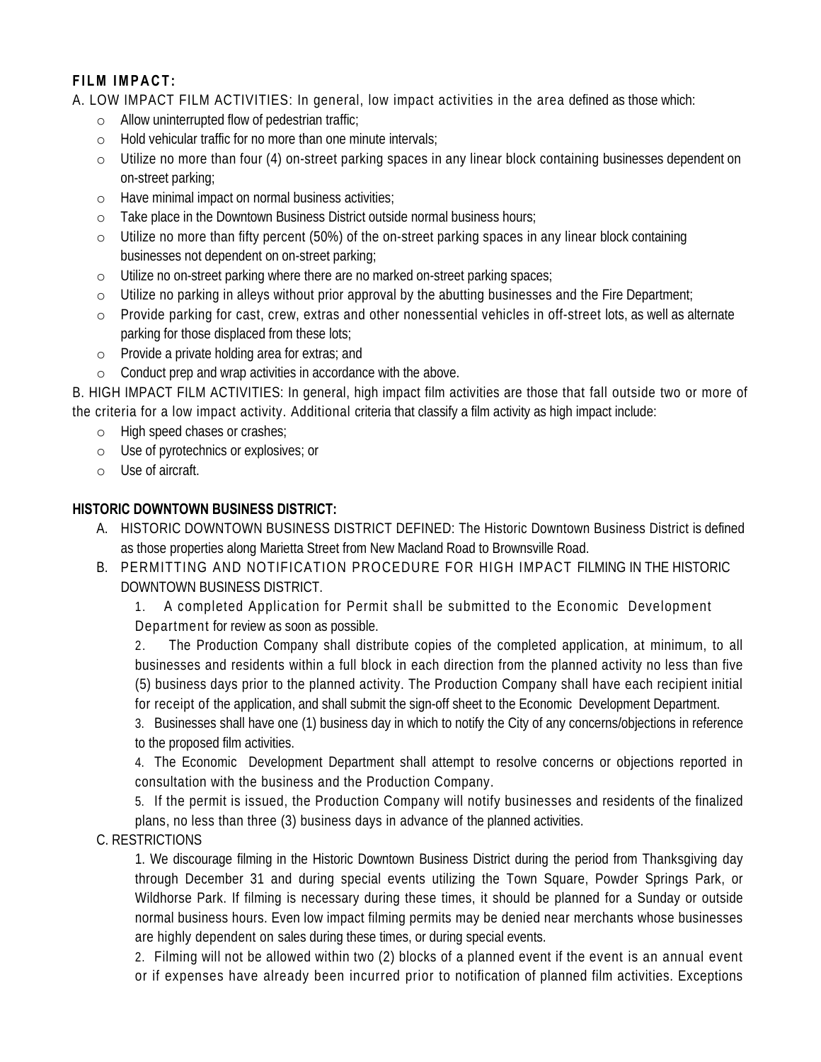**FILM IMPACT:**

A. LOW IMPACT FILM ACTIVITIES: In general, low impact activities in the area defined as those which:

- Allow uninterrupted flow of pedestrian traffic;
- Hold vehicular traffic for no more than one minute intervals;
- Utilize no more than four (4) on-street parking spaces in any linear block containing businesses dependent on on-street parking;
- Have minimal impact on normal business activities;
- Take place in the Downtown Business District outside normal business hours;
- Utilize no more than fifty percent (50%) of the on-street parking spaces in any linear block containing businesses not dependent on on-street parking;
- Utilize no on-street parking where there are no marked on-street parking spaces;
- Utilize no parking in alleys without prior approval by the abutting businesses and the Fire Department;
- Provide parking for cast, crew, extras and other nonessential vehicles in off-street lots, as well as alternate parking for those displaced from these lots;
- Provide a private holding area for extras; and
- Conduct prep and wrap activities in accordance with the above.

B. HIGH IMPACT FILM ACTIVITIES: In general, high impact film activities are those that fall outside two or more of the criteria for a low impact activity. Additional criteria that classify a film activity as high impact include:

- High speed chases or crashes;
- Use of pyrotechnics or explosives; or
- Use of aircraft.

**HISTORIC DOWNTOWN BUSINESS DISTRICT:**

A. HISTORIC DOWNTOWN BUSINESS DISTRICT DEFINED: The Historic Downtown Business District is defined as those properties along Marietta Street from New Macland Road to Brownsville Road.

B. PERMITTING AND NOTIFICATION PROCEDURE FOR HIGH IMPACT FILMING IN THE HISTORIC DOWNTOWN BUSINESS DISTRICT.

1. A completed Application for Permit shall be submitted to the Economic Development Department for review as soon as possible.
2. The Production Company shall distribute copies of the completed application, at minimum, to all businesses and residents within a full block in each direction from the planned activity no less than five (5) business days prior to the planned activity. The Production Company shall have each recipient initial for receipt of the application, and shall submit the sign-off sheet to the Economic Development Department.
3. Businesses shall have one (1) business day in which to notify the City of any concerns/objections in reference to the proposed film activities.
4. The Economic Development Department shall attempt to resolve concerns or objections reported in consultation with the business and the Production Company.
5. If the permit is issued, the Production Company will notify businesses and residents of the finalized plans, no less than three (3) business days in advance of the planned activities.

C. RESTRICTIONS

1. We discourage filming in the Historic Downtown Business District during the period from Thanksgiving day through December 31 and during special events utilizing the Town Square, Powder Springs Park, or Wildhorse Park. If filming is necessary during these times, it should be planned for a Sunday or outside normal business hours. Even low impact filming permits may be denied near merchants whose businesses are highly dependent on sales during these times, or during special events.
2. Filming will not be allowed within two (2) blocks of a planned event if the event is an annual event or if expenses have already been incurred prior to notification of planned film activities. Exceptions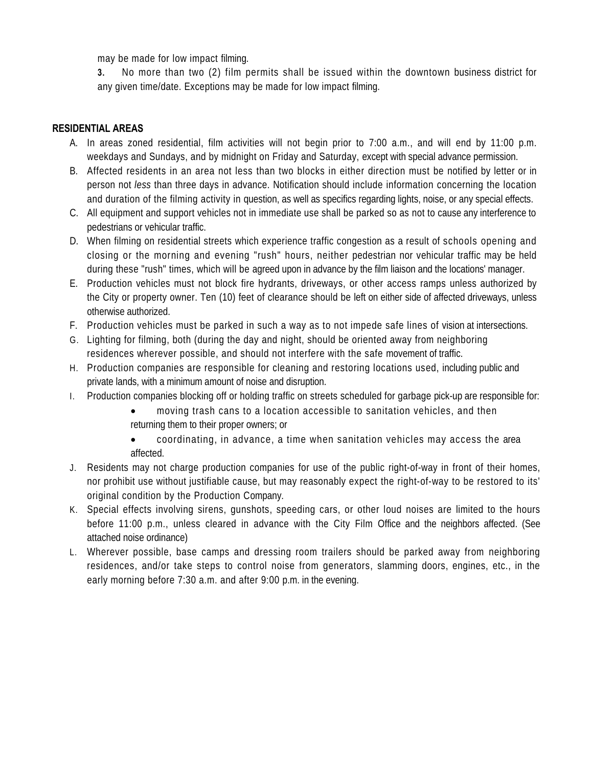may be made for low impact filming.

**3.** No more than two (2) film permits shall be issued within the downtown business district for any given time/date. Exceptions may be made for low impact filming.

**RESIDENTIAL AREAS**

A. In areas zoned residential, film activities will not begin prior to 7:00 a.m., and will end by 11:00 p.m. weekdays and Sundays, and by midnight on Friday and Saturday, except with special advance permission.

B. Affected residents in an area not less than two blocks in either direction must be notified by letter or in person not *less* than three days in advance. Notification should include information concerning the location and duration of the filming activity in question, as well as specifics regarding lights, noise, or any special effects.

C. All equipment and support vehicles not in immediate use shall be parked so as not to cause any interference to pedestrians or vehicular traffic.

D. When filming on residential streets which experience traffic congestion as a result of schools opening and closing or the morning and evening "rush" hours, neither pedestrian nor vehicular traffic may be held during these "rush" times, which will be agreed upon in advance by the film liaison and the locations' manager.

E. Production vehicles must not block fire hydrants, driveways, or other access ramps unless authorized by the City or property owner. Ten (10) feet of clearance should be left on either side of affected driveways, unless otherwise authorized.

F. Production vehicles must be parked in such a way as to not impede safe lines of vision at intersections.

G. Lighting for filming, both (during the day and night, should be oriented away from neighboring residences wherever possible, and should not interfere with the safe movement of traffic.

H. Production companies are responsible for cleaning and restoring locations used, including public and private lands, with a minimum amount of noise and disruption.

I. Production companies blocking off or holding traffic on streets scheduled for garbage pick-up are responsible for:
   - moving trash cans to a location accessible to sanitation vehicles, and then returning them to their proper owners; or
   - coordinating, in advance, a time when sanitation vehicles may access the area affected.

J. Residents may not charge production companies for use of the public right-of-way in front of their homes, nor prohibit use without justifiable cause, but may reasonably expect the right-of-way to be restored to its' original condition by the Production Company.

K. Special effects involving sirens, gunshots, speeding cars, or other loud noises are limited to the hours before 11:00 p.m., unless cleared in advance with the City Film Office and the neighbors affected. (See attached noise ordinance)

L. Wherever possible, base camps and dressing room trailers should be parked away from neighboring residences, and/or take steps to control noise from generators, slamming doors, engines, etc., in the early morning before 7:30 a.m. and after 9:00 p.m. in the evening.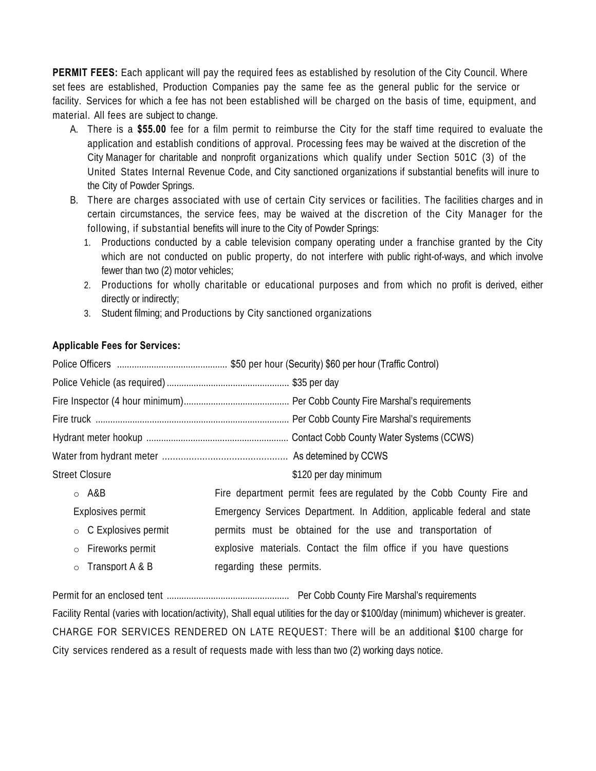**PERMIT FEES:** Each applicant will pay the required fees as established by resolution of the City Council. Where set fees are established, Production Companies pay the same fee as the general public for the service or facility. Services for which a fee has not been established will be charged on the basis of time, equipment, and material. All fees are subject to change.

A. There is a **$55.00** fee for a film permit to reimburse the City for the staff time required to evaluate the application and establish conditions of approval. Processing fees may be waived at the discretion of the City Manager for charitable and nonprofit organizations which qualify under Section 501C (3) of the United States Internal Revenue Code, and City sanctioned organizations if substantial benefits will inure to the City of Powder Springs.
B. There are charges associated with use of certain City services or facilities. The facilities charges and in certain circumstances, the service fees, may be waived at the discretion of the City Manager for the following, if substantial benefits will inure to the City of Powder Springs:
   1. Productions conducted by a cable television company operating under a franchise granted by the City which are not conducted on public property, do not interfere with public right-of-ways, and which involve fewer than two (2) motor vehicles;
   2. Productions for wholly charitable or educational purposes and from which no profit is derived, either directly or indirectly;
   3. Student filming; and Productions by City sanctioned organizations

**Applicable Fees for Services:**

Police Officers ............................................ $50 per hour (Security) $60 per hour (Traffic Control)

Police Vehicle (as required) .................................................. $35 per day

Fire Inspector (4 hour minimum)........................................... Per Cobb County Fire Marshal's requirements

Fire truck .............................................................................. Per Cobb County Fire Marshal's requirements

Hydrant meter hookup .......................................................... Contact Cobb County Water Systems (CCWS)

Water from hydrant meter ............................................... As detemined by CCWS

Street Closure $120 per day minimum

- A&B Explosives permit
- C Explosives permit
- Fireworks permit
- Transport A & B

Fire department permit fees are regulated by the Cobb County Fire and Emergency Services Department. In Addition, applicable federal and state permits must be obtained for the use and transportation of explosive materials. Contact the film office if you have questions regarding these permits.

Permit for an enclosed tent .................................................. Per Cobb County Fire Marshal's requirements

Facility Rental (varies with location/activity), Shall equal utilities for the day or $100/day (minimum) whichever is greater.

CHARGE FOR SERVICES RENDERED ON LATE REQUEST: There will be an additional $100 charge for City services rendered as a result of requests made with less than two (2) working days notice.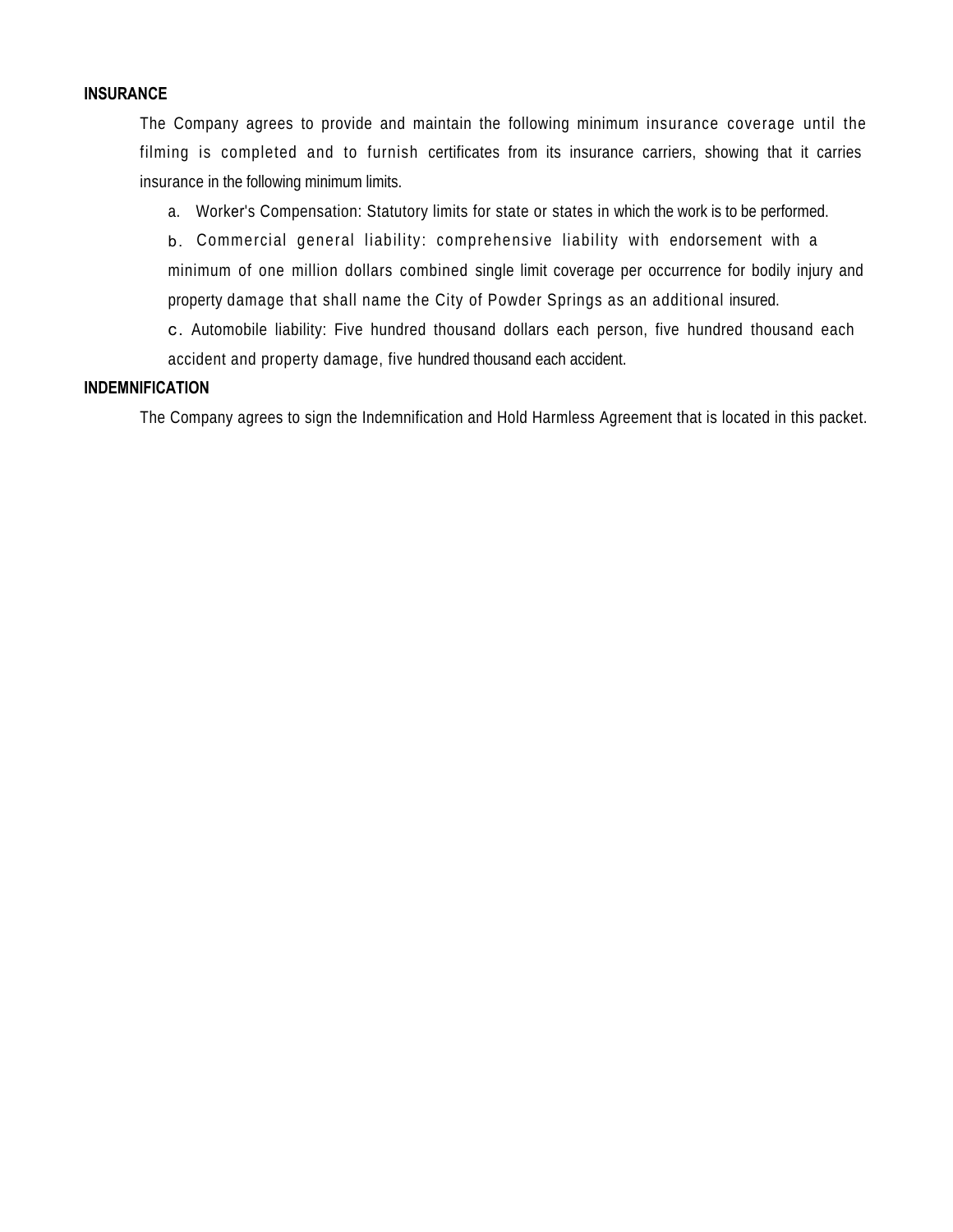**INSURANCE**

The Company agrees to provide and maintain the following minimum insurance coverage until the filming is completed and to furnish certificates from its insurance carriers, showing that it carries insurance in the following minimum limits.

a. Worker's Compensation: Statutory limits for state or states in which the work is to be performed.

b. Commercial general liability: comprehensive liability with endorsement with a minimum of one million dollars combined single limit coverage per occurrence for bodily injury and property damage that shall name the City of Powder Springs as an additional insured.

c. Automobile liability: Five hundred thousand dollars each person, five hundred thousand each accident and property damage, five hundred thousand each accident.

**INDEMNIFICATION**

The Company agrees to sign the Indemnification and Hold Harmless Agreement that is located in this packet.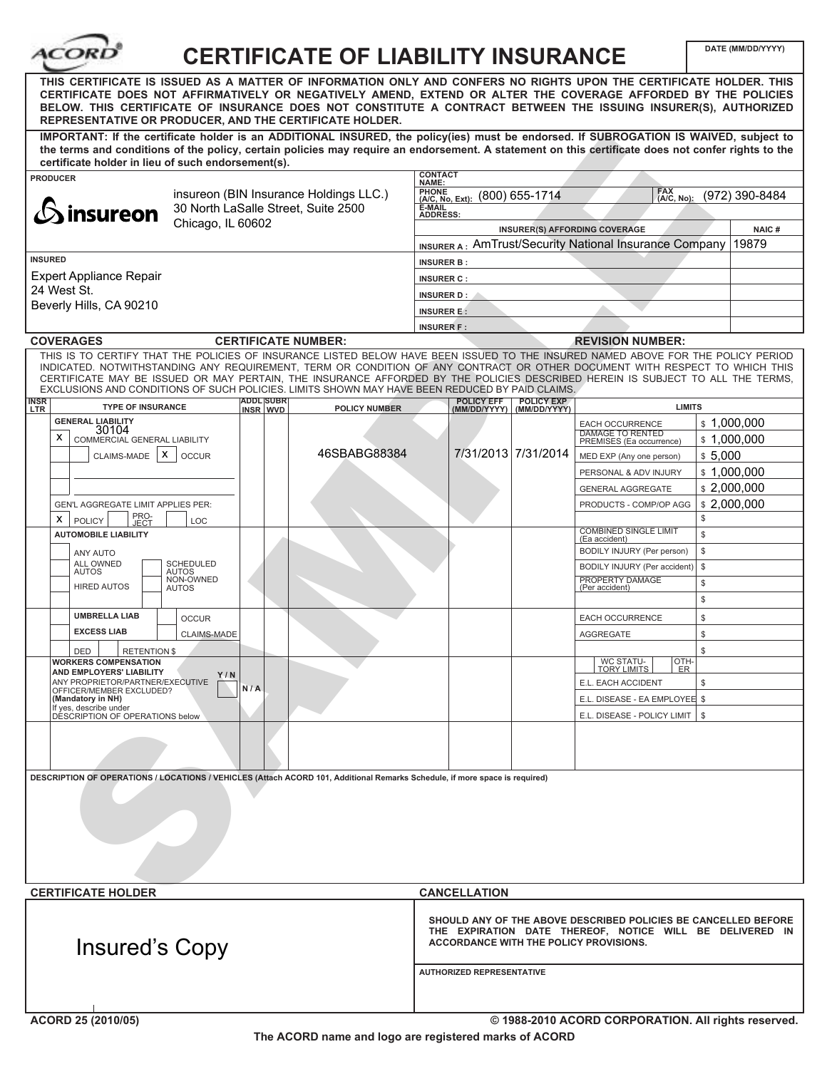# CERTIFICATE OF LIABILITY INSURANCE

DATE (MM/DD/YYYY)

**THIS CERTIFICATE IS ISSUED AS A MATTER OF INFORMATION ONLY AND CONFERS NO RIGHTS UPON THE CERTIFICATE HOLDER. THIS CERTIFICATE DOES NOT AFFIRMATIVELY OR NEGATIVELY AMEND, EXTEND OR ALTER THE COVERAGE AFFORDED BY THE POLICIES BELOW. THIS CERTIFICATE OF INSURANCE DOES NOT CONSTITUTE A CONTRACT BETWEEN THE ISSUING INSURER(S), AUTHORIZED REPRESENTATIVE OR PRODUCER, AND THE CERTIFICATE HOLDER.**

**IMPORTANT: If the certificate holder is an ADDITIONAL INSURED, the policy(ies) must be endorsed. If SUBROGATION IS WAIVED, subject to the terms and conditions of the policy, certain policies may require an endorsement. A statement on this certificate does not confer rights to the certificate holder in lieu of such endorsement(s).**

| PRODUCER | CONTACT NAME: | | |
|---|---|---|---|
| insureon (BIN Insurance Holdings LLC.) 30 North LaSalle Street, Suite 2500 Chicago, IL 60602 | PHONE (A/C, No, Ext): (800) 655-1714 | FAX (A/C, No): (972) 390-8484 | |
| | E-MAIL ADDRESS: | | |
| | INSURER(S) AFFORDING COVERAGE | | NAIC # |
| | INSURER A : AmTrust/Security National Insurance Company | | 19879 |
| **INSURED** | INSURER B : | | |
| Expert Appliance Repair 24 West St. Beverly Hills, CA 90210 | INSURER C : | | |
| | INSURER D : | | |
| | INSURER E : | | |
| | INSURER F : | | |

**COVERAGES** — **CERTIFICATE NUMBER:** — **REVISION NUMBER:**

THIS IS TO CERTIFY THAT THE POLICIES OF INSURANCE LISTED BELOW HAVE BEEN ISSUED TO THE INSURED NAMED ABOVE FOR THE POLICY PERIOD INDICATED. NOTWITHSTANDING ANY REQUIREMENT, TERM OR CONDITION OF ANY CONTRACT OR OTHER DOCUMENT WITH RESPECT TO WHICH THIS CERTIFICATE MAY BE ISSUED OR MAY PERTAIN, THE INSURANCE AFFORDED BY THE POLICIES DESCRIBED HEREIN IS SUBJECT TO ALL THE TERMS, EXCLUSIONS AND CONDITIONS OF SUCH POLICIES. LIMITS SHOWN MAY HAVE BEEN REDUCED BY PAID CLAIMS.

| INSR LTR | TYPE OF INSURANCE | ADDL INSR | SUBR WVD | POLICY NUMBER | POLICY EFF (MM/DD/YYYY) | POLICY EXP (MM/DD/YYYY) | LIMITS | |
|---|---|---|---|---|---|---|---|---|
| | **GENERAL LIABILITY** 30104 | | | | | | EACH OCCURRENCE | $ 1,000,000 |
| | X COMMERCIAL GENERAL LIABILITY | | | | | | DAMAGE TO RENTED PREMISES (Ea occurrence) | $ 1,000,000 |
| | CLAIMS-MADE [X] OCCUR | | | 46SBABG88384 | 7/31/2013 | 7/31/2014 | MED EXP (Any one person) | $ 5,000 |
| | | | | | | | PERSONAL & ADV INJURY | $ 1,000,000 |
| | | | | | | | GENERAL AGGREGATE | $ 2,000,000 |
| | GEN'L AGGREGATE LIMIT APPLIES PER: | | | | | | PRODUCTS - COMP/OP AGG | $ 2,000,000 |
| | X POLICY / PRO-JECT / LOC | | | | | | | $ |
| | **AUTOMOBILE LIABILITY** | | | | | | COMBINED SINGLE LIMIT (Ea accident) | $ |
| | ANY AUTO | | | | | | BODILY INJURY (Per person) | $ |
| | ALL OWNED AUTOS / SCHEDULED AUTOS | | | | | | BODILY INJURY (Per accident) | $ |
| | HIRED AUTOS / NON-OWNED AUTOS | | | | | | PROPERTY DAMAGE (Per accident) | $ |
| | | | | | | | | $ |
| | **UMBRELLA LIAB** / OCCUR | | | | | | EACH OCCURRENCE | $ |
| | **EXCESS LIAB** / CLAIMS-MADE | | | | | | AGGREGATE | $ |
| | DED / RETENTION $ | | | | | | | $ |
| | **WORKERS COMPENSATION AND EMPLOYERS' LIABILITY** Y / N | | | | | | WC STATU-TORY LIMITS / OTH-ER | |
| | ANY PROPRIETOR/PARTNER/EXECUTIVE OFFICER/MEMBER EXCLUDED? **(Mandatory in NH)** | N / A | | | | | E.L. EACH ACCIDENT | $ |
| | If yes, describe under DESCRIPTION OF OPERATIONS below | | | | | | E.L. DISEASE - EA EMPLOYEE | $ |
| | | | | | | | E.L. DISEASE - POLICY LIMIT | $ |
| | | | | | | | | |

**DESCRIPTION OF OPERATIONS / LOCATIONS / VEHICLES (Attach ACORD 101, Additional Remarks Schedule, if more space is required)**

| CERTIFICATE HOLDER | CANCELLATION |
|---|---|
| Insured's Copy | **SHOULD ANY OF THE ABOVE DESCRIBED POLICIES BE CANCELLED BEFORE THE EXPIRATION DATE THEREOF, NOTICE WILL BE DELIVERED IN ACCORDANCE WITH THE POLICY PROVISIONS.** |
| | AUTHORIZED REPRESENTATIVE |

ACORD 25 (2010/05) © 1988-2010 ACORD CORPORATION. All rights reserved.

The ACORD name and logo are registered marks of ACORD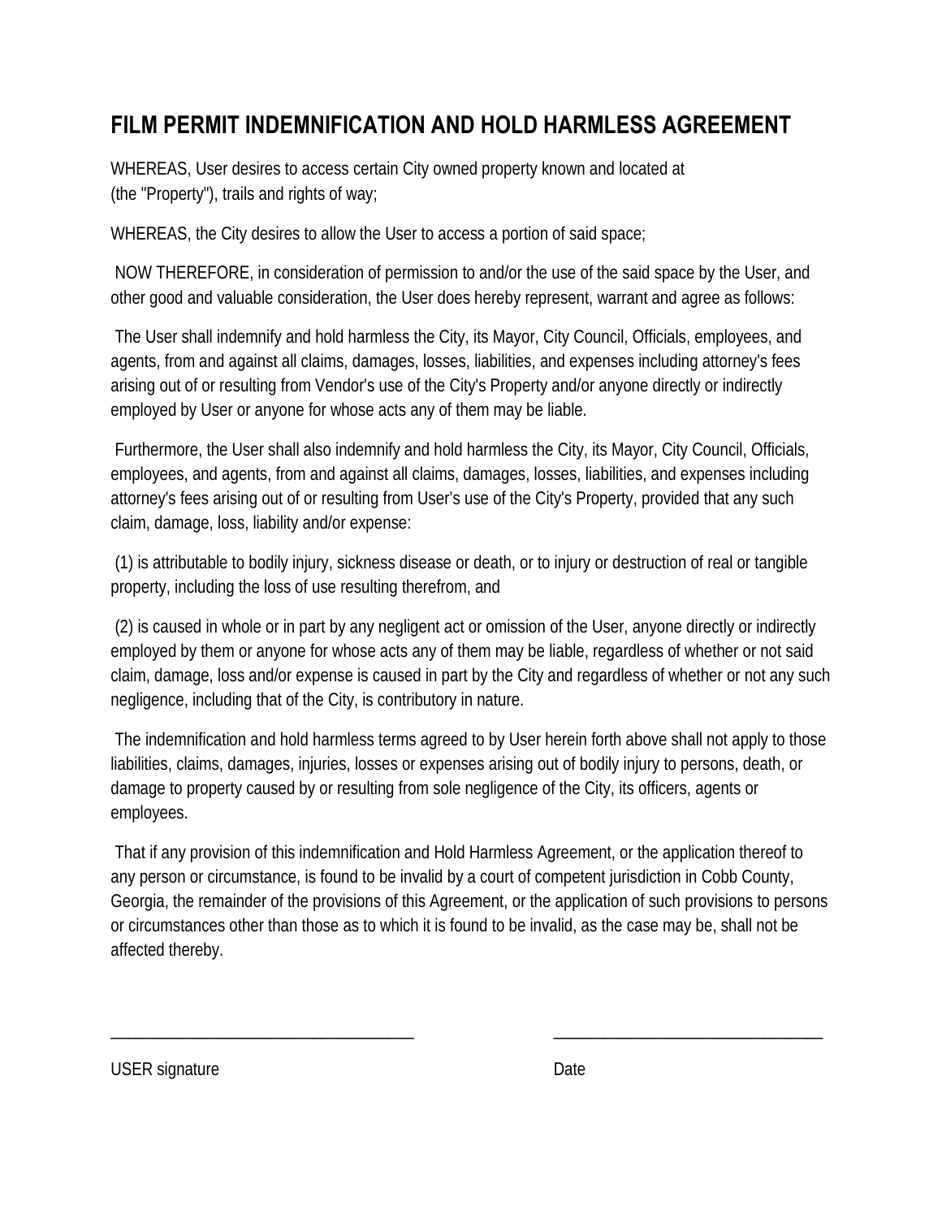# FILM PERMIT INDEMNIFICATION AND HOLD HARMLESS AGREEMENT

WHEREAS, User desires to access certain City owned property known and located at (the "Property"), trails and rights of way;

WHEREAS, the City desires to allow the User to access a portion of said space;

NOW THEREFORE, in consideration of permission to and/or the use of the said space by the User, and other good and valuable consideration, the User does hereby represent, warrant and agree as follows:

The User shall indemnify and hold harmless the City, its Mayor, City Council, Officials, employees, and agents, from and against all claims, damages, losses, liabilities, and expenses including attorney's fees arising out of or resulting from Vendor's use of the City's Property and/or anyone directly or indirectly employed by User or anyone for whose acts any of them may be liable.

Furthermore, the User shall also indemnify and hold harmless the City, its Mayor, City Council, Officials, employees, and agents, from and against all claims, damages, losses, liabilities, and expenses including attorney's fees arising out of or resulting from User's use of the City's Property, provided that any such claim, damage, loss, liability and/or expense:

(1) is attributable to bodily injury, sickness disease or death, or to injury or destruction of real or tangible property, including the loss of use resulting therefrom, and

(2) is caused in whole or in part by any negligent act or omission of the User, anyone directly or indirectly employed by them or anyone for whose acts any of them may be liable, regardless of whether or not said claim, damage, loss and/or expense is caused in part by the City and regardless of whether or not any such negligence, including that of the City, is contributory in nature.

The indemnification and hold harmless terms agreed to by User herein forth above shall not apply to those liabilities, claims, damages, injuries, losses or expenses arising out of bodily injury to persons, death, or damage to property caused by or resulting from sole negligence of the City, its officers, agents or employees.

That if any provision of this indemnification and Hold Harmless Agreement, or the application thereof to any person or circumstance, is found to be invalid by a court of competent jurisdiction in Cobb County, Georgia, the remainder of the provisions of this Agreement, or the application of such provisions to persons or circumstances other than those as to which it is found to be invalid, as the case may be, shall not be affected thereby.

\_\_\_\_\_\_\_\_\_\_\_\_\_\_\_\_\_\_\_\_\_\_\_\_\_\_\_\_\_\_\_\_\_\_\_\_ \_\_\_\_\_\_\_\_\_\_\_\_\_\_\_\_\_\_\_\_\_\_\_\_\_\_\_\_\_\_\_\_\_\_

USER signature Date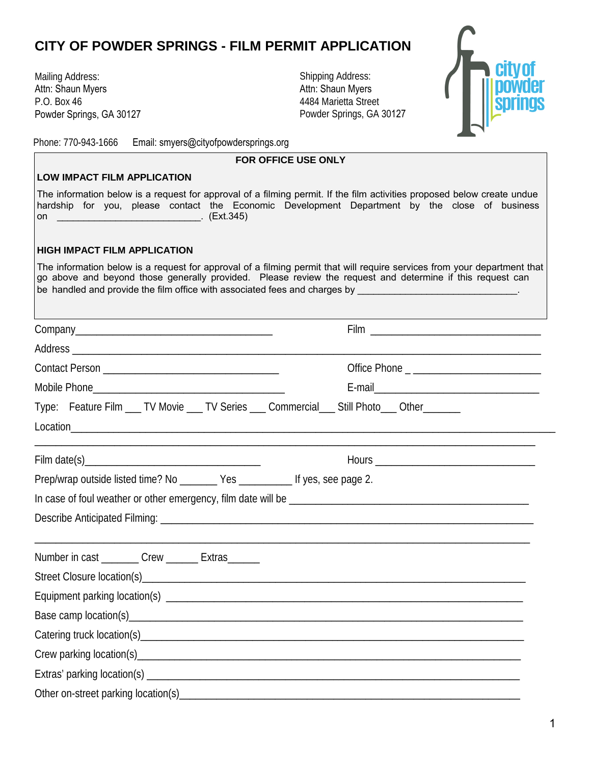# CITY OF POWDER SPRINGS - FILM PERMIT APPLICATION

Mailing Address:
Attn: Shaun Myers
P.O. Box 46
Powder Springs, GA 30127

Shipping Address:
Attn: Shaun Myers
4484 Marietta Street
Powder Springs, GA 30127

Phone: 770-943-1666 Email: smyers@cityofpowdersprings.org

**FOR OFFICE USE ONLY**

**LOW IMPACT FILM APPLICATION**

The information below is a request for approval of a filming permit. If the film activities proposed below create undue hardship for you, please contact the Economic Development Department by the close of business on ___________________________. (Ext.345)

**HIGH IMPACT FILM APPLICATION**

The information below is a request for approval of a filming permit that will require services from your department that go above and beyond those generally provided. Please review the request and determine if this request can be handled and provide the film office with associated fees and charges by ______________________________.

Company_____________________________________ Film ________________________________

Address ___________________________________________________________________________

Contact Person _________________________________ Office Phone _ ________________________

Mobile Phone___________________________________ E-mail______________________________

Type: Feature Film ___ TV Movie ___ TV Series ___ Commercial___ Still Photo___ Other_______

Location____________________________________________________________________________

____________________________________________________________________________________

Film date(s)________________________________ Hours _____________________________

Prep/wrap outside listed time? No _______ Yes __________ If yes, see page 2.

In case of foul weather or other emergency, film date will be _____________________________________________

Describe Anticipated Filming: ____________________________________________________________

____________________________________________________________________________________

Number in cast _______ Crew ______ Extras______

Street Closure location(s)_______________________________________________________________

Equipment parking location(s) ___________________________________________________________

Base camp location(s)_________________________________________________________________

Catering truck location(s)_______________________________________________________________

Crew parking location(s)________________________________________________________________

Extras' parking location(s) ______________________________________________________________

Other on-street parking location(s)________________________________________________________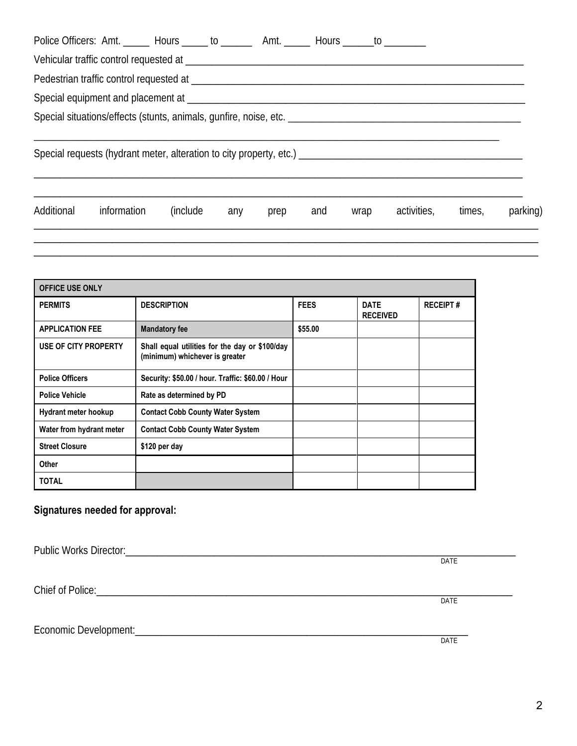Police Officers: Amt. _____ Hours _____ to ______ Amt. _____ Hours ______to ________

Vehicular traffic control requested at ____________________________________________________________________

Pedestrian traffic control requested at ____________________________________________________________________

Special equipment and placement at ____________________________________________________________________

Special situations/effects (stunts, animals, gunfire, noise, etc. ______________________________________________

____________________________________________________________________________________________

Special requests (hydrant meter, alteration to city property, etc.) ____________________________________________

____________________________________________________________________________________________

____________________________________________________________________________________________

Additional information (include any prep and wrap activities, times, parking)
____________________________________________________________________________________________
____________________________________________________________________________________________
____________________________________________________________________________________________

| OFFICE USE ONLY | | | | |
|---|---|---|---|---|
| **PERMITS** | **DESCRIPTION** | **FEES** | **DATE RECEIVED** | **RECEIPT #** |
| **APPLICATION FEE** | **Mandatory fee** | **$55.00** | | |
| **USE OF CITY PROPERTY** | **Shall equal utilities for the day or $100/day (minimum) whichever is greater** | | | |
| **Police Officers** | **Security: $50.00 / hour. Traffic: $60.00 / Hour** | | | |
| **Police Vehicle** | **Rate as determined by PD** | | | |
| **Hydrant meter hookup** | **Contact Cobb County Water System** | | | |
| **Water from hydrant meter** | **Contact Cobb County Water System** | | | |
| **Street Closure** | **$120 per day** | | | |
| **Other** | | | | |
| **TOTAL** | | | | |

**Signatures needed for approval:**

Public Works Director:____________________________________________________________________
DATE

Chief of Police:_________________________________________________________________________
DATE

Economic Development:___________________________________________________________
DATE